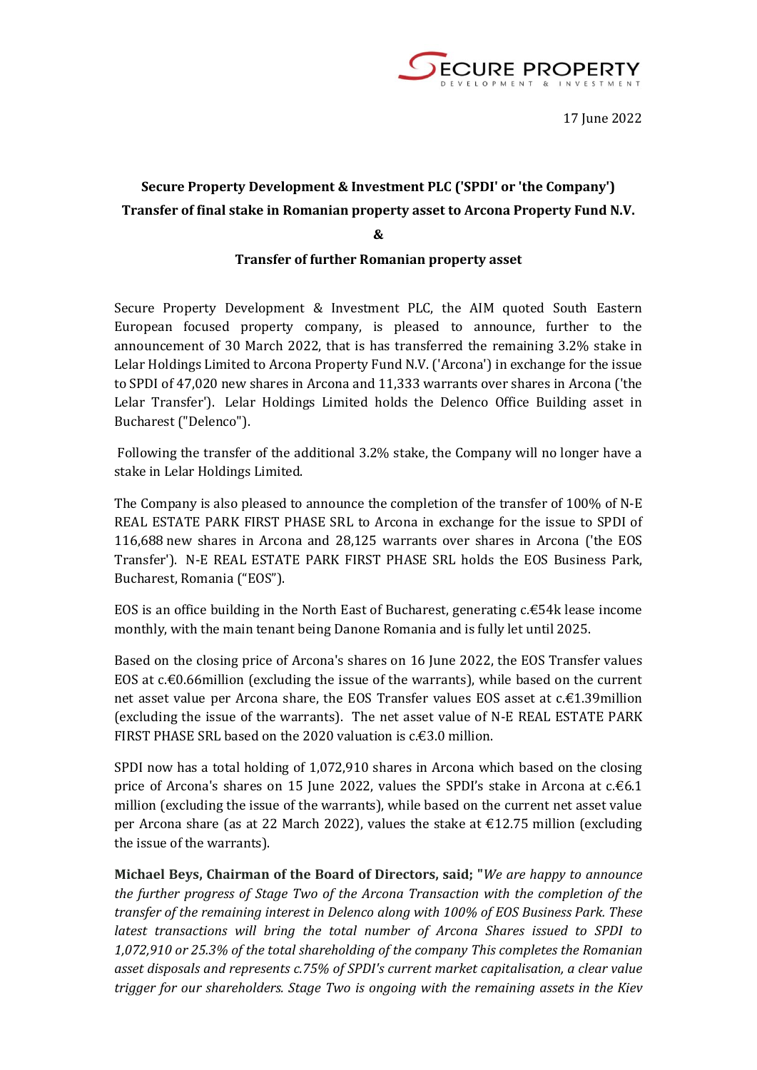17 June 2022

**Secure Property Development & Investment PLC ('SPDI' or 'the Company')**

**Transfer of final stake in Romanian property asset to Arcona Property Fund N.V.**

**&**

**Transfer of further Romanian property asset**

Secure Property Development & Investment PLC, the AIM quoted South Eastern European focused property company, is pleased to announce, further to the announcement of 30 March 2022, that is has transferred the remaining 3.2% stake in Lelar Holdings Limited to Arcona Property Fund N.V. ('Arcona') in exchange for the issue to SPDI of 47,020 new shares in Arcona and 11,333 warrants over shares in Arcona ('the Lelar Transfer'). Lelar Holdings Limited holds the Delenco Office Building asset in Bucharest ("Delenco").

Following the transfer of the additional 3.2% stake, the Company will no longer have a stake in Lelar Holdings Limited.

The Company is also pleased to announce the completion of the transfer of 100% of N-E REAL ESTATE PARK FIRST PHASE SRL to Arcona in exchange for the issue to SPDI of 116,688 new shares in Arcona and 28,125 warrants over shares in Arcona ('the EOS Transfer'). N-E REAL ESTATE PARK FIRST PHASE SRL holds the EOS Business Park, Bucharest, Romania ("EOS").

EOS is an office building in the North East of Bucharest, generating c.€54k lease income monthly, with the main tenant being Danone Romania and is fully let until 2025.

Based on the closing price of Arcona's shares on 16 June 2022, the EOS Transfer values EOS at c.€0.66million (excluding the issue of the warrants), while based on the current net asset value per Arcona share, the EOS Transfer values EOS asset at c.€1.39million (excluding the issue of the warrants). The net asset value of N-E REAL ESTATE PARK FIRST PHASE SRL based on the 2020 valuation is c.€3.0 million.

SPDI now has a total holding of 1,072,910 shares in Arcona which based on the closing price of Arcona's shares on 15 June 2022, values the SPDI's stake in Arcona at c.€6.1 million (excluding the issue of the warrants), while based on the current net asset value per Arcona share (as at 22 March 2022), values the stake at €12.75 million (excluding the issue of the warrants).

**Michael Beys, Chairman of the Board of Directors, said; "***We are happy to announce the further progress of Stage Two of the Arcona Transaction with the completion of the transfer of the remaining interest in Delenco along with 100% of EOS Business Park. These latest transactions will bring the total number of Arcona Shares issued to SPDI to 1,072,910 or 25.3% of the total shareholding of the company This completes the Romanian asset disposals and represents c.75% of SPDI's current market capitalisation, a clear value trigger for our shareholders. Stage Two is ongoing with the remaining assets in the Kiev*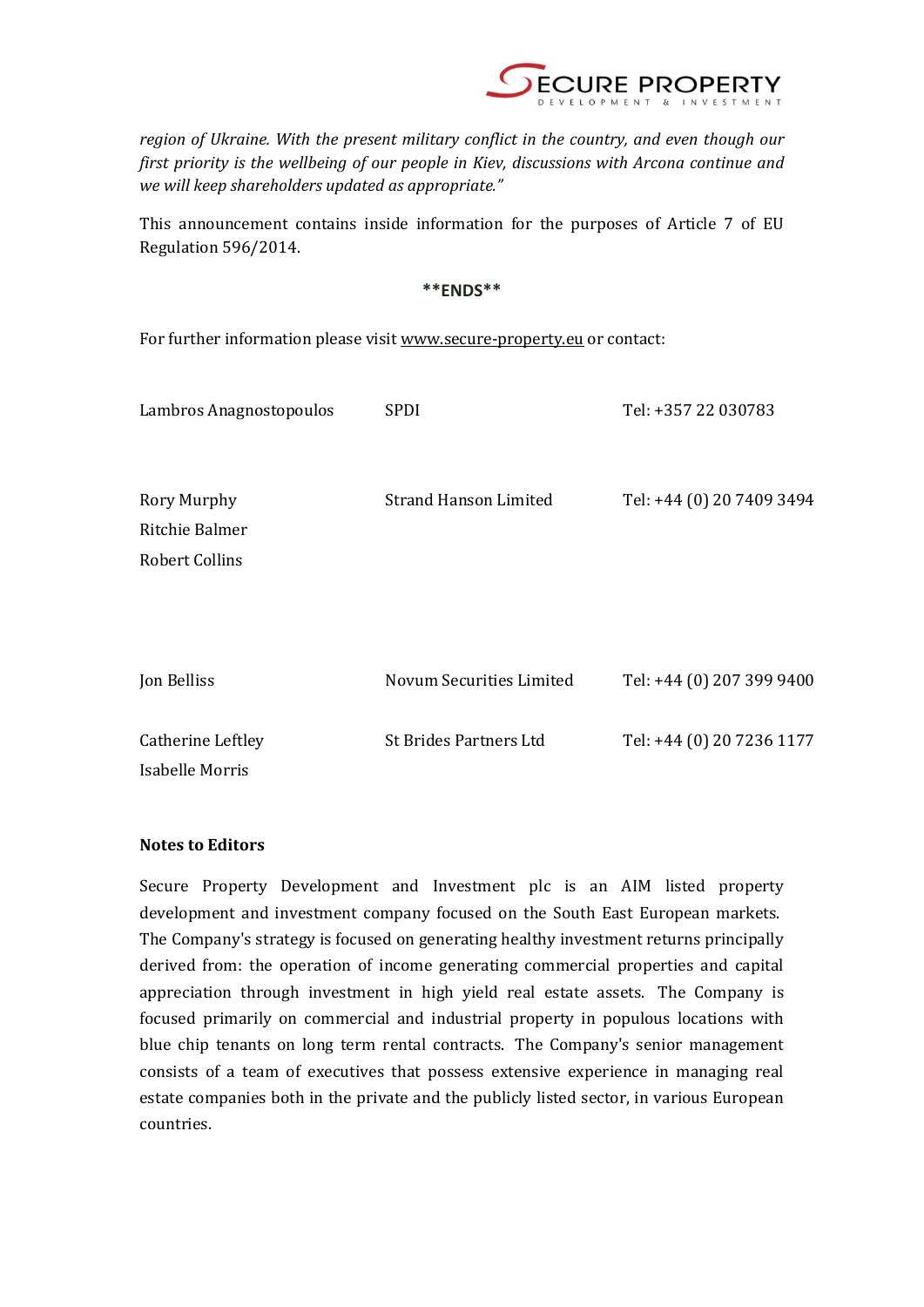*region of Ukraine. With the present military conflict in the country, and even though our first priority is the wellbeing of our people in Kiev, discussions with Arcona continue and we will keep shareholders updated as appropriate."*

This announcement contains inside information for the purposes of Article 7 of EU Regulation 596/2014.

**\*\*ENDS\*\***

For further information please visit www.secure-property.eu or contact:

| | | |
|---|---|---|
| Lambros Anagnostopoulos | SPDI | Tel: +357 22 030783 |
| Rory Murphy<br>Ritchie Balmer<br>Robert Collins | Strand Hanson Limited | Tel: +44 (0) 20 7409 3494 |
| Jon Belliss | Novum Securities Limited | Tel: +44 (0) 207 399 9400 |
| Catherine Leftley<br>Isabelle Morris | St Brides Partners Ltd | Tel: +44 (0) 20 7236 1177 |

**Notes to Editors**

Secure Property Development and Investment plc is an AIM listed property development and investment company focused on the South East European markets. The Company's strategy is focused on generating healthy investment returns principally derived from: the operation of income generating commercial properties and capital appreciation through investment in high yield real estate assets. The Company is focused primarily on commercial and industrial property in populous locations with blue chip tenants on long term rental contracts. The Company's senior management consists of a team of executives that possess extensive experience in managing real estate companies both in the private and the publicly listed sector, in various European countries.